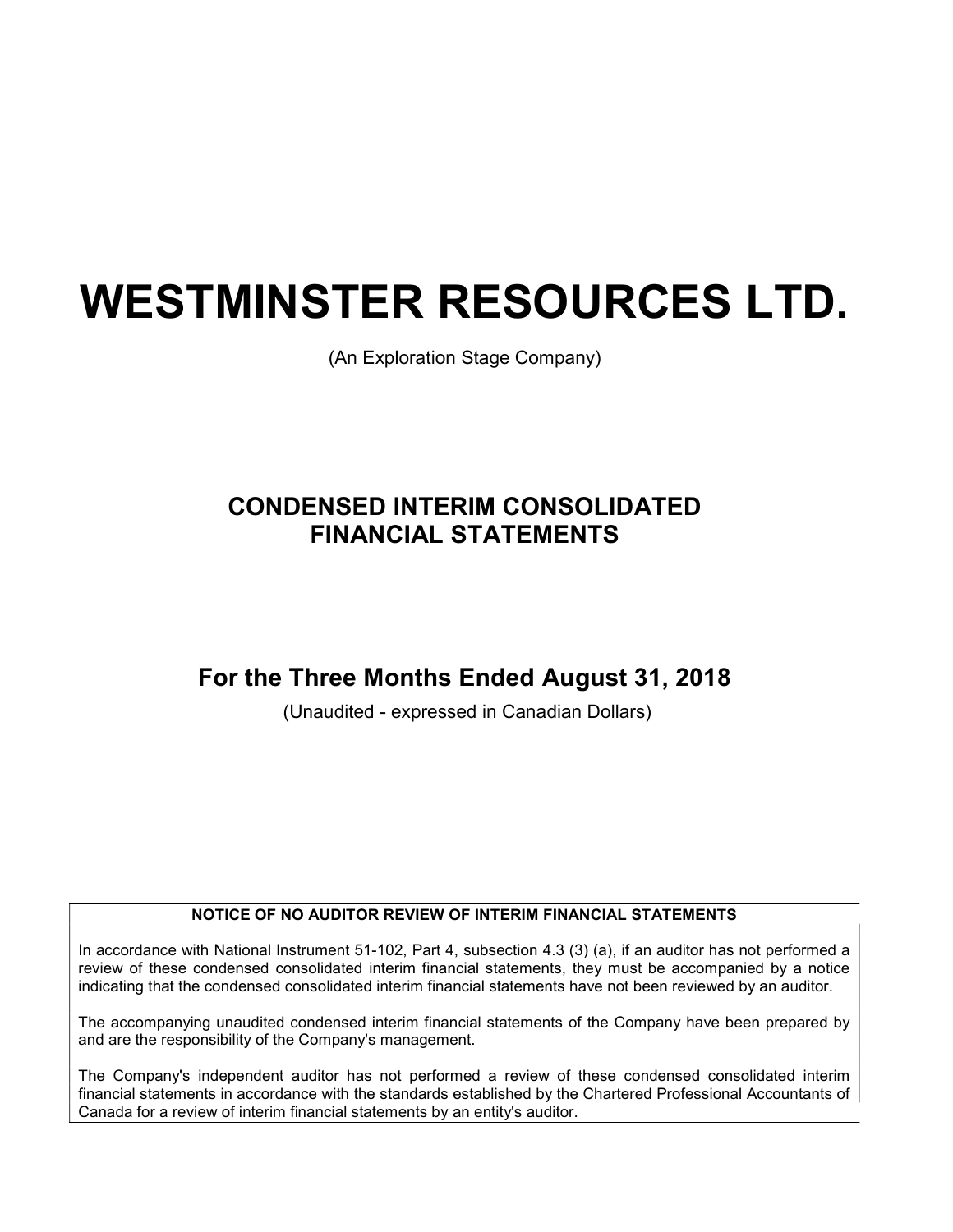# WESTMINSTER RESOURCES LTD.

(An Exploration Stage Company)

## CONDENSED INTERIM CONSOLIDATED FINANCIAL STATEMENTS

## For the Three Months Ended August 31, 2018

(Unaudited - expressed in Canadian Dollars)

**NOTICE OF NO AUDITOR REVIEW OF INTERIM FINANCIAL STATEMENTS**

In accordance with National Instrument 51-102, Part 4, subsection 4.3 (3) (a), if an auditor has not performed a review of these condensed consolidated interim financial statements, they must be accompanied by a notice indicating that the condensed consolidated interim financial statements have not been reviewed by an auditor.

The accompanying unaudited condensed interim financial statements of the Company have been prepared by and are the responsibility of the Company's management.

The Company's independent auditor has not performed a review of these condensed consolidated interim financial statements in accordance with the standards established by the Chartered Professional Accountants of Canada for a review of interim financial statements by an entity's auditor.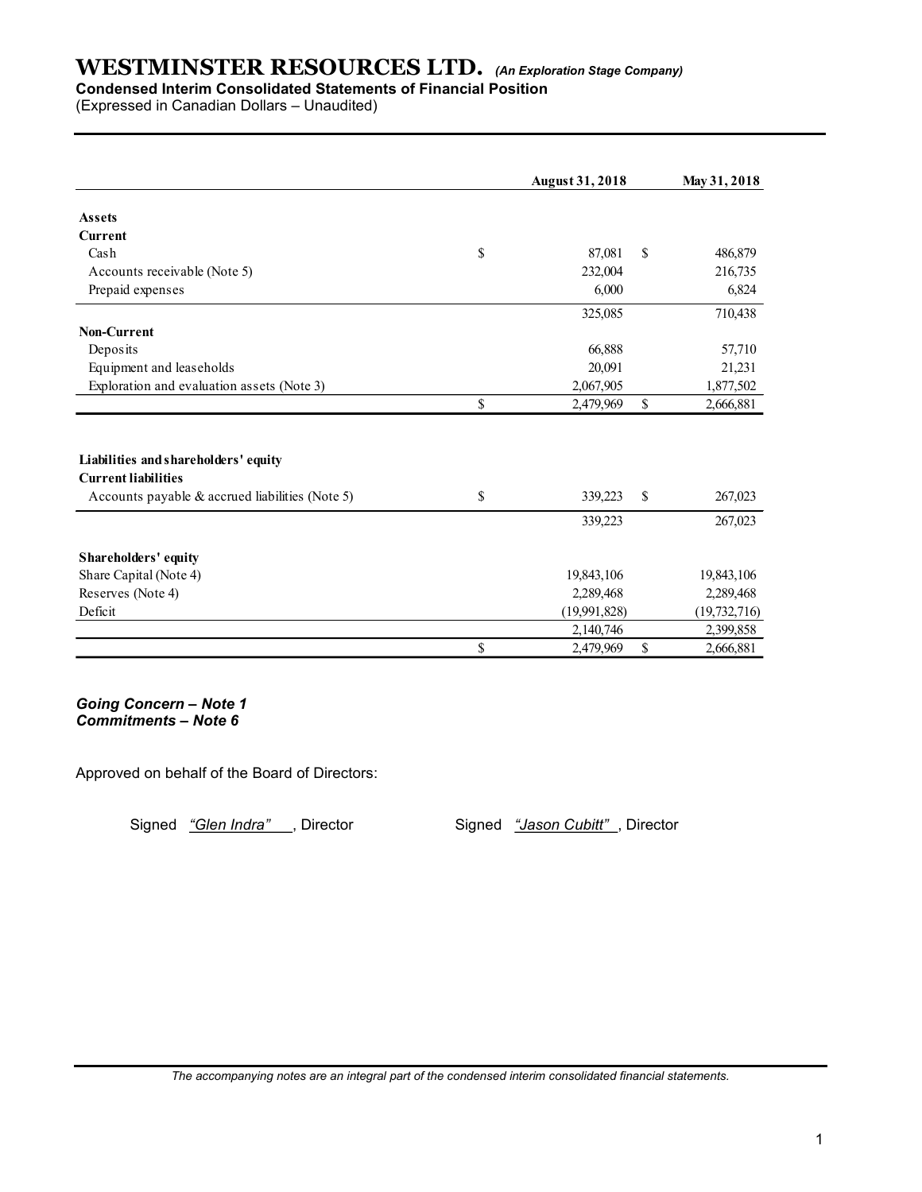# WESTMINSTER RESOURCES LTD. *(An Exploration Stage Company)*

**Condensed Interim Consolidated Statements of Financial Position**

(Expressed in Canadian Dollars – Unaudited)

| | August 31, 2018 | May 31, 2018 |
|---|---|---|
| **Assets** | | |
| **Current** | | |
| Cash | $ 87,081 | $ 486,879 |
| Accounts receivable (Note 5) | 232,004 | 216,735 |
| Prepaid expenses | 6,000 | 6,824 |
| | 325,085 | 710,438 |
| **Non-Current** | | |
| Deposits | 66,888 | 57,710 |
| Equipment and leaseholds | 20,091 | 21,231 |
| Exploration and evaluation assets (Note 3) | 2,067,905 | 1,877,502 |
| | $ 2,479,969 | $ 2,666,881 |
| | | |
| **Liabilities and shareholders' equity** | | |
| **Current liabilities** | | |
| Accounts payable & accrued liabilities (Note 5) | $ 339,223 | $ 267,023 |
| | 339,223 | 267,023 |
| **Shareholders' equity** | | |
| Share Capital (Note 4) | 19,843,106 | 19,843,106 |
| Reserves (Note 4) | 2,289,468 | 2,289,468 |
| Deficit | (19,991,828) | (19,732,716) |
| | 2,140,746 | 2,399,858 |
| | $ 2,479,969 | $ 2,666,881 |

***Going Concern – Note 1***
***Commitments – Note 6***

Approved on behalf of the Board of Directors:

Signed *"Glen Indra"*, Director  Signed *"Jason Cubitt"*, Director

*The accompanying notes are an integral part of the condensed interim consolidated financial statements.*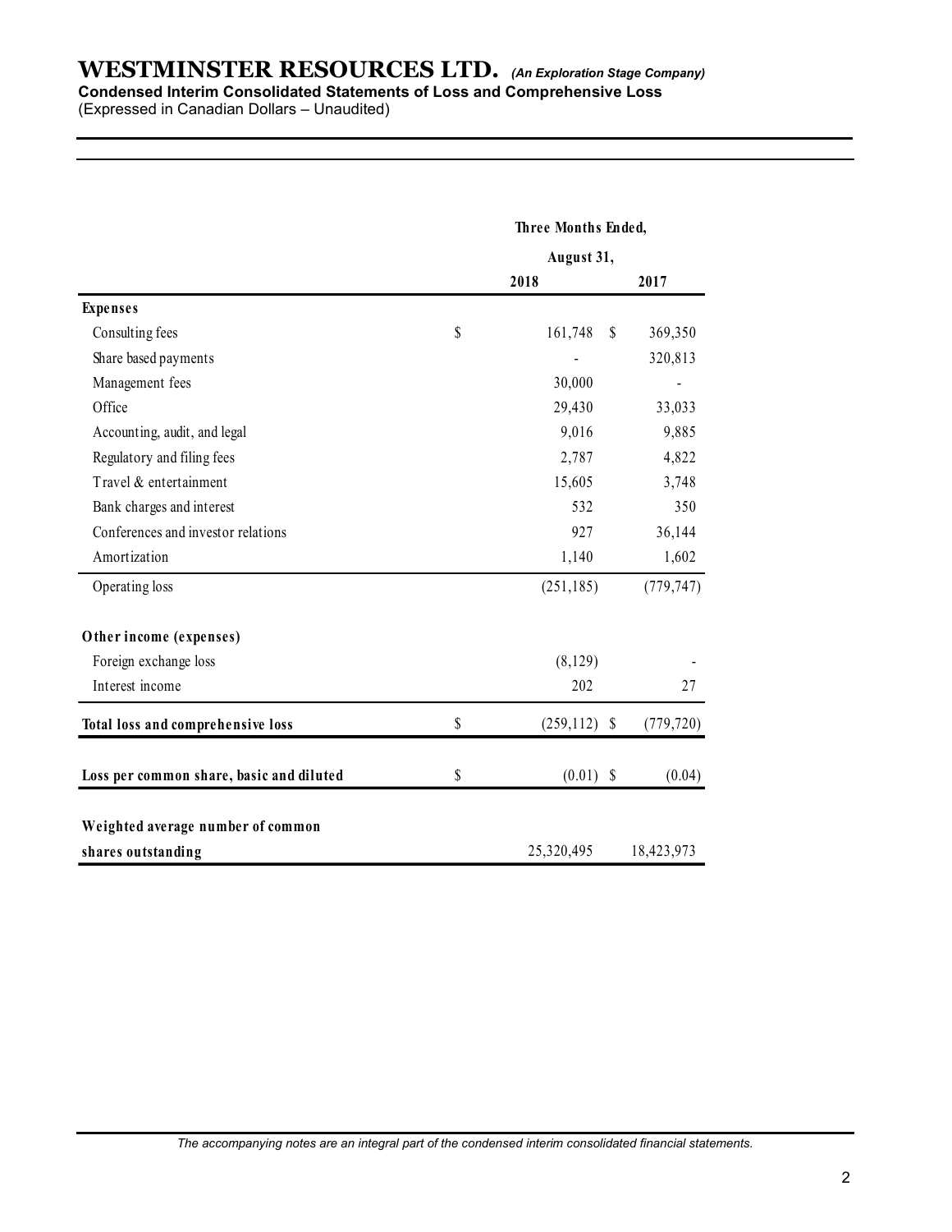# WESTMINSTER RESOURCES LTD. *(An Exploration Stage Company)*

**Condensed Interim Consolidated Statements of Loss and Comprehensive Loss**

(Expressed in Canadian Dollars – Unaudited)

| | Three Months Ended, August 31, | |
|---|---|---|
| | 2018 | 2017 |
| **Expenses** | | |
| Consulting fees | $ 161,748 | $ 369,350 |
| Share based payments | - | 320,813 |
| Management fees | 30,000 | - |
| Office | 29,430 | 33,033 |
| Accounting, audit, and legal | 9,016 | 9,885 |
| Regulatory and filing fees | 2,787 | 4,822 |
| Travel & entertainment | 15,605 | 3,748 |
| Bank charges and interest | 532 | 350 |
| Conferences and investor relations | 927 | 36,144 |
| Amortization | 1,140 | 1,602 |
| Operating loss | (251,185) | (779,747) |
| **Other income (expenses)** | | |
| Foreign exchange loss | (8,129) | - |
| Interest income | 202 | 27 |
| **Total loss and comprehensive loss** | $ (259,112) | $ (779,720) |
| **Loss per common share, basic and diluted** | $ (0.01) | $ (0.04) |
| **Weighted average number of common shares outstanding** | 25,320,495 | 18,423,973 |

*The accompanying notes are an integral part of the condensed interim consolidated financial statements.*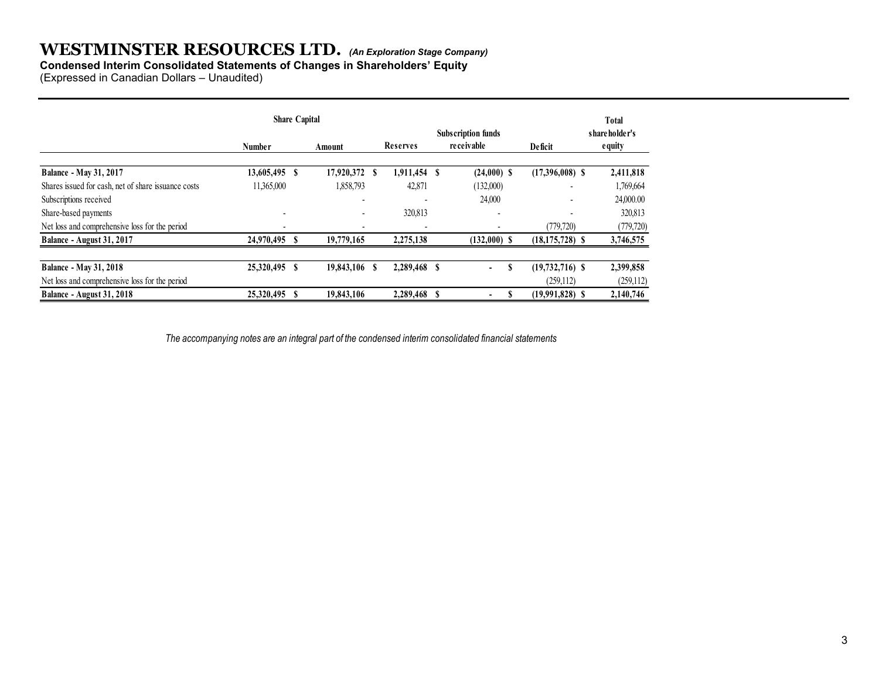# WESTMINSTER RESOURCES LTD. *(An Exploration Stage Company)*

**Condensed Interim Consolidated Statements of Changes in Shareholders' Equity**

(Expressed in Canadian Dollars – Unaudited)

| | Share Capital | | | | | |
|---|---|---|---|---|---|---|
| | Number | Amount | Reserves | Subscription funds receivable | Deficit | Total shareholder's equity |
| **Balance - May 31, 2017** | **13,605,495** | **$ 17,920,372** | **$ 1,911,454** | **$ (24,000)** | **$ (17,396,008)** | **$ 2,411,818** |
| Shares issued for cash, net of share issuance costs | 11,365,000 | 1,858,793 | 42,871 | (132,000) | - | 1,769,664 |
| Subscriptions received | | - | - | 24,000 | - | 24,000.00 |
| Share-based payments | - | - | 320,813 | - | - | 320,813 |
| Net loss and comprehensive loss for the period | - | - | - | - | (779,720) | (779,720) |
| **Balance - August 31, 2017** | **24,970,495** | **$ 19,779,165** | **2,275,138** | **(132,000) $** | **(18,175,728) $** | **3,746,575** |
| | | | | | | |
| **Balance - May 31, 2018** | **25,320,495** | **$ 19,843,106** | **$ 2,289,468** | **$ -** | **$ (19,732,716)** | **$ 2,399,858** |
| Net loss and comprehensive loss for the period | | | | | (259,112) | (259,112) |
| **Balance - August 31, 2018** | **25,320,495** | **$ 19,843,106** | **2,289,468** | **$ -** | **$ (19,991,828)** | **$ 2,140,746** |

*The accompanying notes are an integral part of the condensed interim consolidated financial statements*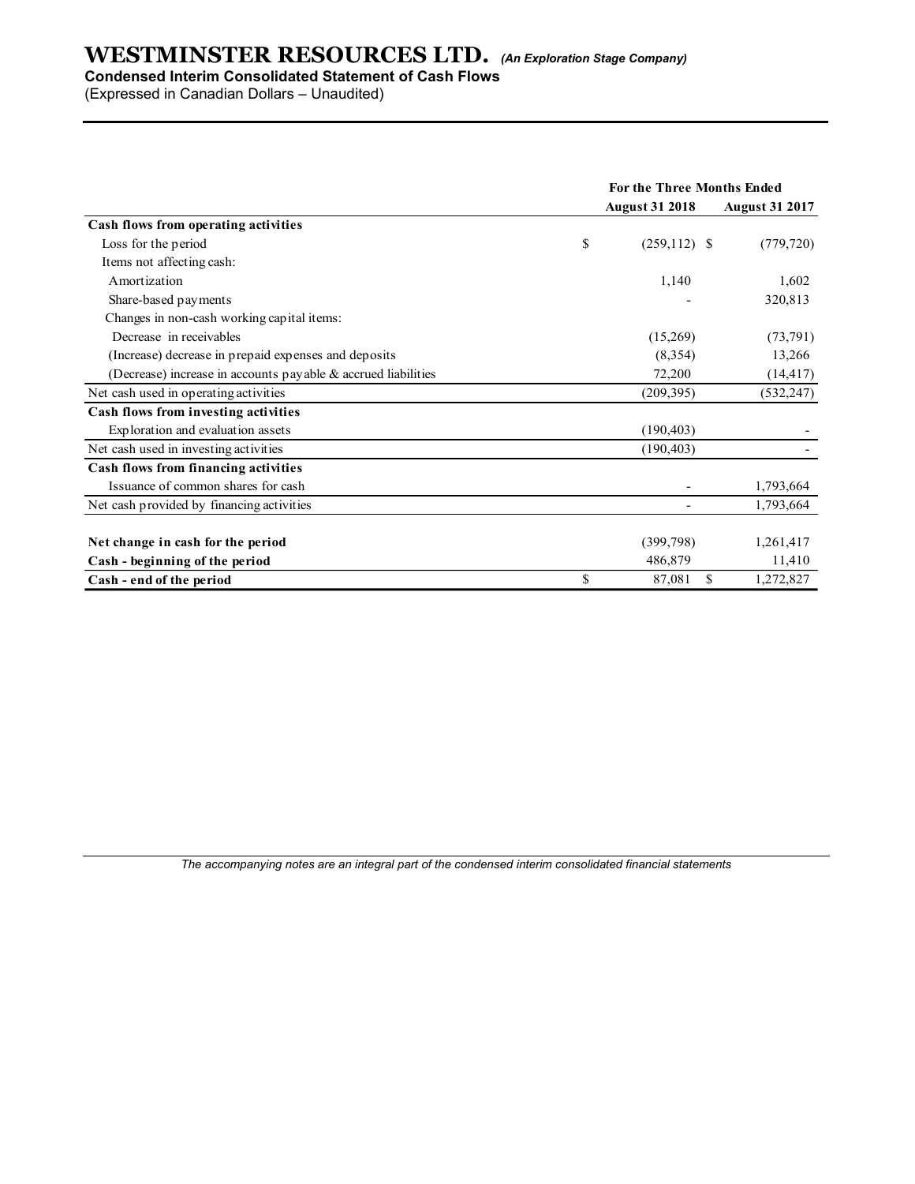# WESTMINSTER RESOURCES LTD. *(An Exploration Stage Company)*

**Condensed Interim Consolidated Statement of Cash Flows**

(Expressed in Canadian Dollars – Unaudited)

| | For the Three Months Ended | |
|---|---|---|
| | **August 31 2018** | **August 31 2017** |
| **Cash flows from operating activities** | | |
| Loss for the period | $ (259,112) | $ (779,720) |
| Items not affecting cash: | | |
| Amortization | 1,140 | 1,602 |
| Share-based payments | - | 320,813 |
| Changes in non-cash working capital items: | | |
| Decrease in receivables | (15,269) | (73,791) |
| (Increase) decrease in prepaid expenses and deposits | (8,354) | 13,266 |
| (Decrease) increase in accounts payable & accrued liabilities | 72,200 | (14,417) |
| Net cash used in operating activities | (209,395) | (532,247) |
| **Cash flows from investing activities** | | |
| Exploration and evaluation assets | (190,403) | - |
| Net cash used in investing activities | (190,403) | - |
| **Cash flows from financing activities** | | |
| Issuance of common shares for cash | - | 1,793,664 |
| Net cash provided by financing activities | - | 1,793,664 |
| **Net change in cash for the period** | (399,798) | 1,261,417 |
| **Cash - beginning of the period** | 486,879 | 11,410 |
| **Cash - end of the period** | $ 87,081 | $ 1,272,827 |

*The accompanying notes are an integral part of the condensed interim consolidated financial statements*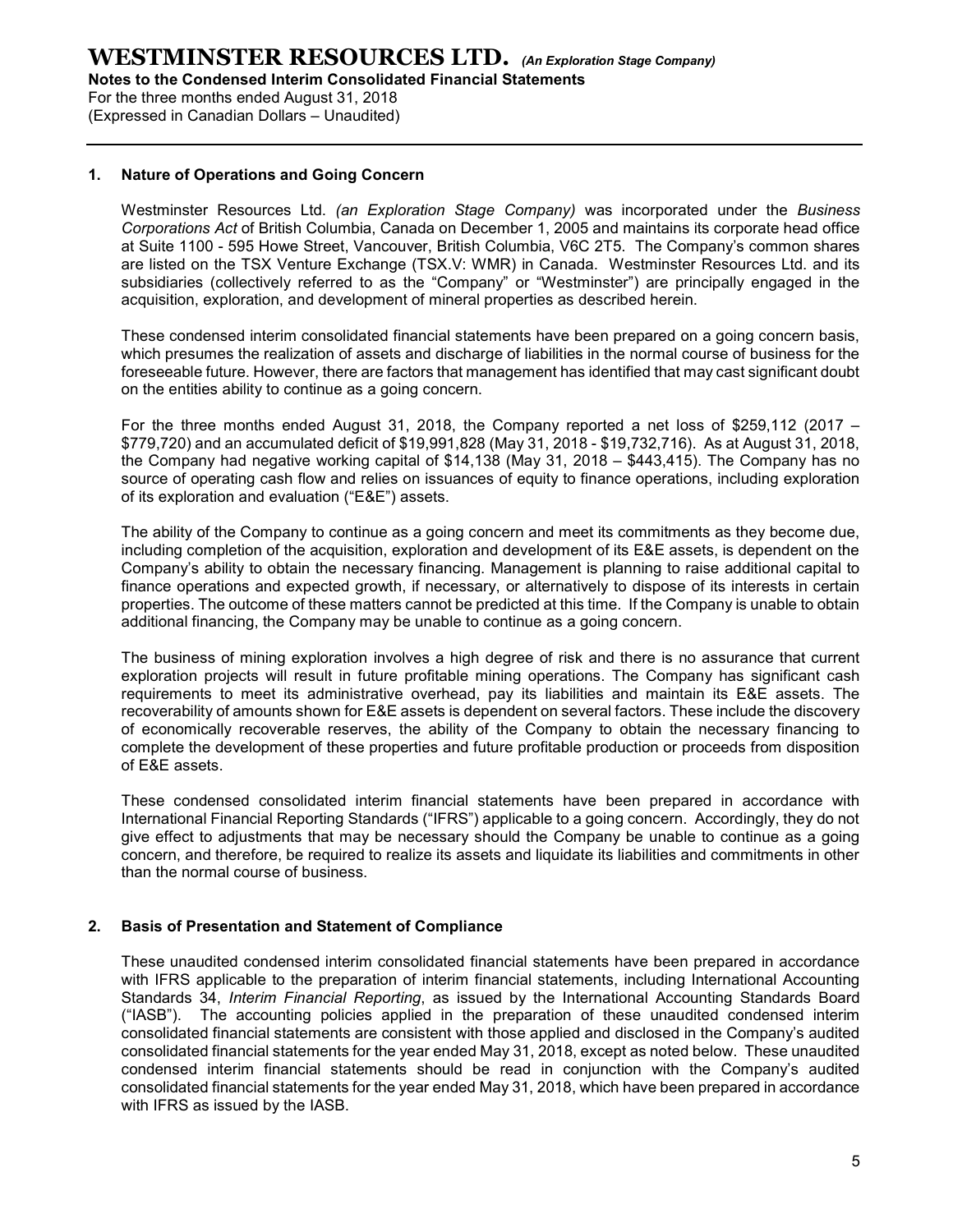## 1. Nature of Operations and Going Concern

Westminster Resources Ltd. *(an Exploration Stage Company)* was incorporated under the *Business Corporations Act* of British Columbia, Canada on December 1, 2005 and maintains its corporate head office at Suite 1100 - 595 Howe Street, Vancouver, British Columbia, V6C 2T5. The Company's common shares are listed on the TSX Venture Exchange (TSX.V: WMR) in Canada. Westminster Resources Ltd. and its subsidiaries (collectively referred to as the "Company" or "Westminster") are principally engaged in the acquisition, exploration, and development of mineral properties as described herein.

These condensed interim consolidated financial statements have been prepared on a going concern basis, which presumes the realization of assets and discharge of liabilities in the normal course of business for the foreseeable future. However, there are factors that management has identified that may cast significant doubt on the entities ability to continue as a going concern.

For the three months ended August 31, 2018, the Company reported a net loss of $259,112 (2017 – $779,720) and an accumulated deficit of $19,991,828 (May 31, 2018 - $19,732,716). As at August 31, 2018, the Company had negative working capital of $14,138 (May 31, 2018 – $443,415). The Company has no source of operating cash flow and relies on issuances of equity to finance operations, including exploration of its exploration and evaluation ("E&E") assets.

The ability of the Company to continue as a going concern and meet its commitments as they become due, including completion of the acquisition, exploration and development of its E&E assets, is dependent on the Company's ability to obtain the necessary financing. Management is planning to raise additional capital to finance operations and expected growth, if necessary, or alternatively to dispose of its interests in certain properties. The outcome of these matters cannot be predicted at this time. If the Company is unable to obtain additional financing, the Company may be unable to continue as a going concern.

The business of mining exploration involves a high degree of risk and there is no assurance that current exploration projects will result in future profitable mining operations. The Company has significant cash requirements to meet its administrative overhead, pay its liabilities and maintain its E&E assets. The recoverability of amounts shown for E&E assets is dependent on several factors. These include the discovery of economically recoverable reserves, the ability of the Company to obtain the necessary financing to complete the development of these properties and future profitable production or proceeds from disposition of E&E assets.

These condensed consolidated interim financial statements have been prepared in accordance with International Financial Reporting Standards ("IFRS") applicable to a going concern. Accordingly, they do not give effect to adjustments that may be necessary should the Company be unable to continue as a going concern, and therefore, be required to realize its assets and liquidate its liabilities and commitments in other than the normal course of business.

## 2. Basis of Presentation and Statement of Compliance

These unaudited condensed interim consolidated financial statements have been prepared in accordance with IFRS applicable to the preparation of interim financial statements, including International Accounting Standards 34, *Interim Financial Reporting*, as issued by the International Accounting Standards Board ("IASB"). The accounting policies applied in the preparation of these unaudited condensed interim consolidated financial statements are consistent with those applied and disclosed in the Company's audited consolidated financial statements for the year ended May 31, 2018, except as noted below. These unaudited condensed interim financial statements should be read in conjunction with the Company's audited consolidated financial statements for the year ended May 31, 2018, which have been prepared in accordance with IFRS as issued by the IASB.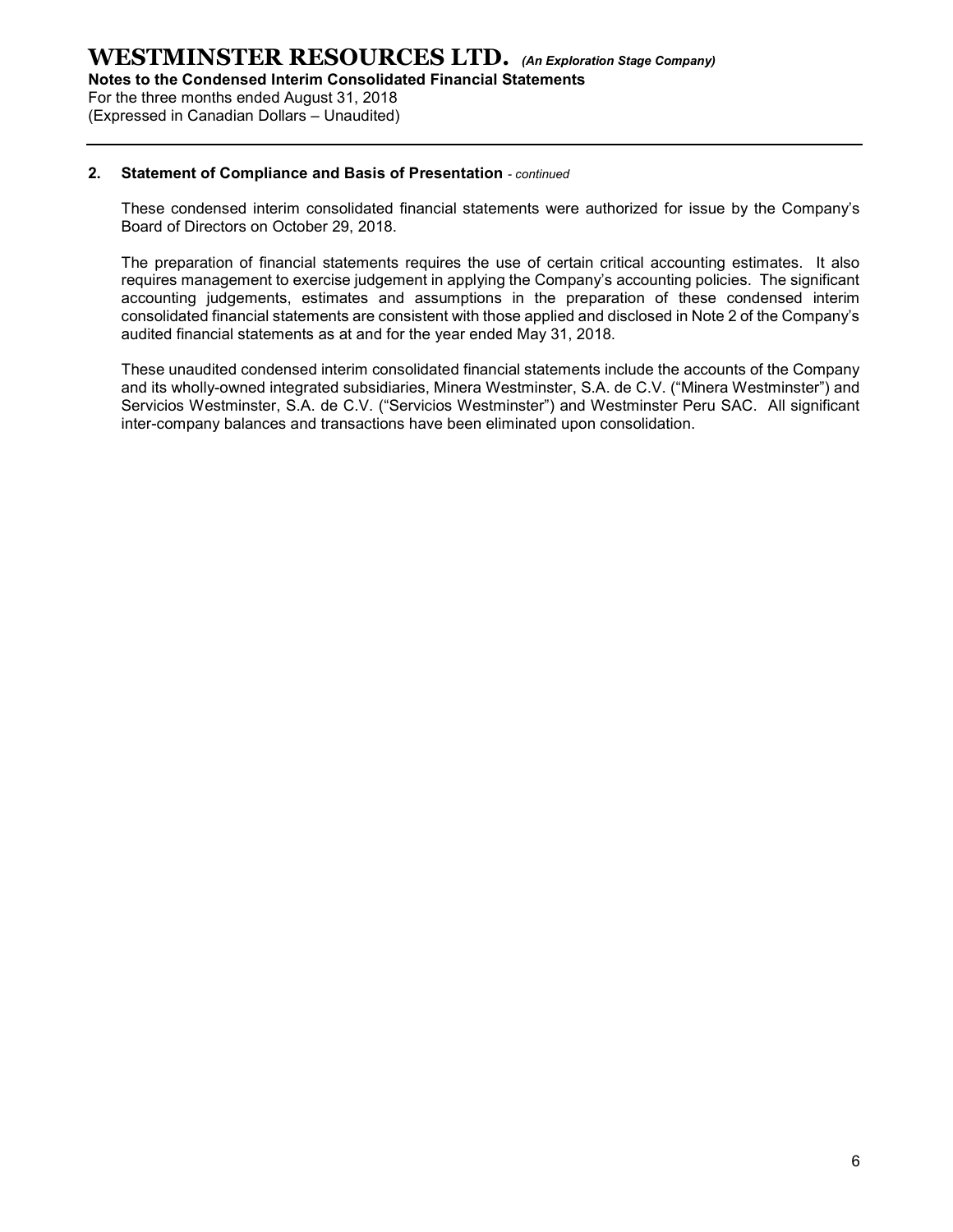## 2. Statement of Compliance and Basis of Presentation *- continued*

These condensed interim consolidated financial statements were authorized for issue by the Company's Board of Directors on October 29, 2018.

The preparation of financial statements requires the use of certain critical accounting estimates. It also requires management to exercise judgement in applying the Company's accounting policies. The significant accounting judgements, estimates and assumptions in the preparation of these condensed interim consolidated financial statements are consistent with those applied and disclosed in Note 2 of the Company's audited financial statements as at and for the year ended May 31, 2018.

These unaudited condensed interim consolidated financial statements include the accounts of the Company and its wholly-owned integrated subsidiaries, Minera Westminster, S.A. de C.V. ("Minera Westminster") and Servicios Westminster, S.A. de C.V. ("Servicios Westminster") and Westminster Peru SAC. All significant inter-company balances and transactions have been eliminated upon consolidation.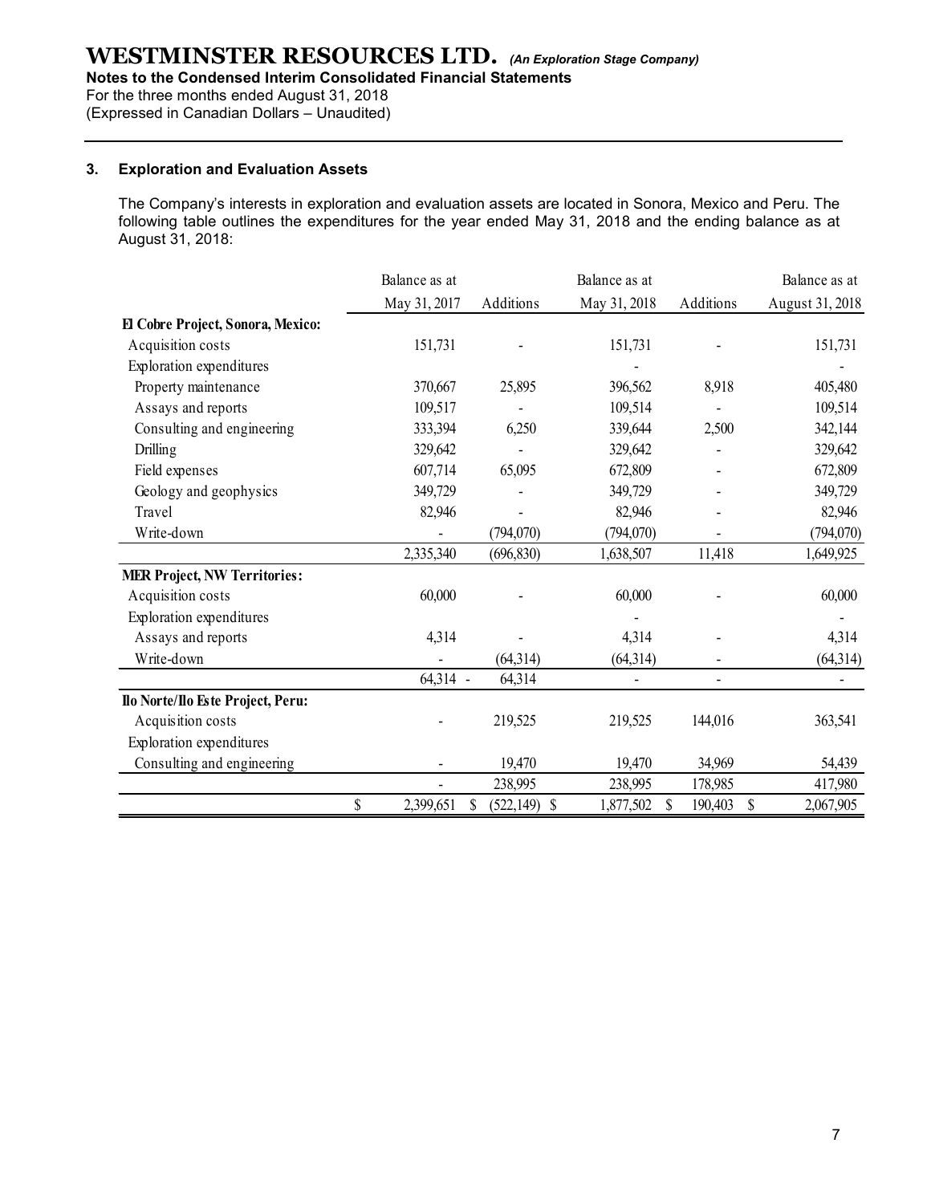## 3. Exploration and Evaluation Assets

The Company's interests in exploration and evaluation assets are located in Sonora, Mexico and Peru. The following table outlines the expenditures for the year ended May 31, 2018 and the ending balance as at August 31, 2018:

| | Balance as at May 31, 2017 | Additions | Balance as at May 31, 2018 | Additions | Balance as at August 31, 2018 |
|---|---|---|---|---|---|
| **El Cobre Project, Sonora, Mexico:** | | | | | |
| Acquisition costs | 151,731 | - | 151,731 | - | 151,731 |
| Exploration expenditures | | | - | | - |
| Property maintenance | 370,667 | 25,895 | 396,562 | 8,918 | 405,480 |
| Assays and reports | 109,517 | - | 109,514 | - | 109,514 |
| Consulting and engineering | 333,394 | 6,250 | 339,644 | 2,500 | 342,144 |
| Drilling | 329,642 | - | 329,642 | - | 329,642 |
| Field expenses | 607,714 | 65,095 | 672,809 | - | 672,809 |
| Geology and geophysics | 349,729 | - | 349,729 | - | 349,729 |
| Travel | 82,946 | - | 82,946 | - | 82,946 |
| Write-down | - | (794,070) | (794,070) | - | (794,070) |
| | 2,335,340 | (696,830) | 1,638,507 | 11,418 | 1,649,925 |
| **MER Project, NW Territories:** | | | | | |
| Acquisition costs | 60,000 | - | 60,000 | - | 60,000 |
| Exploration expenditures | | | - | | - |
| Assays and reports | 4,314 | - | 4,314 | - | 4,314 |
| Write-down | - | (64,314) | (64,314) | - | (64,314) |
| | 64,314 - | 64,314 | - | - | - |
| **Ilo Norte/Ilo Este Project, Peru:** | | | | | |
| Acquisition costs | - | 219,525 | 219,525 | 144,016 | 363,541 |
| Exploration expenditures | | | | | |
| Consulting and engineering | - | 19,470 | 19,470 | 34,969 | 54,439 |
| | - | 238,995 | 238,995 | 178,985 | 417,980 |
| | $ 2,399,651 | $ (522,149) | $ 1,877,502 | $ 190,403 | $ 2,067,905 |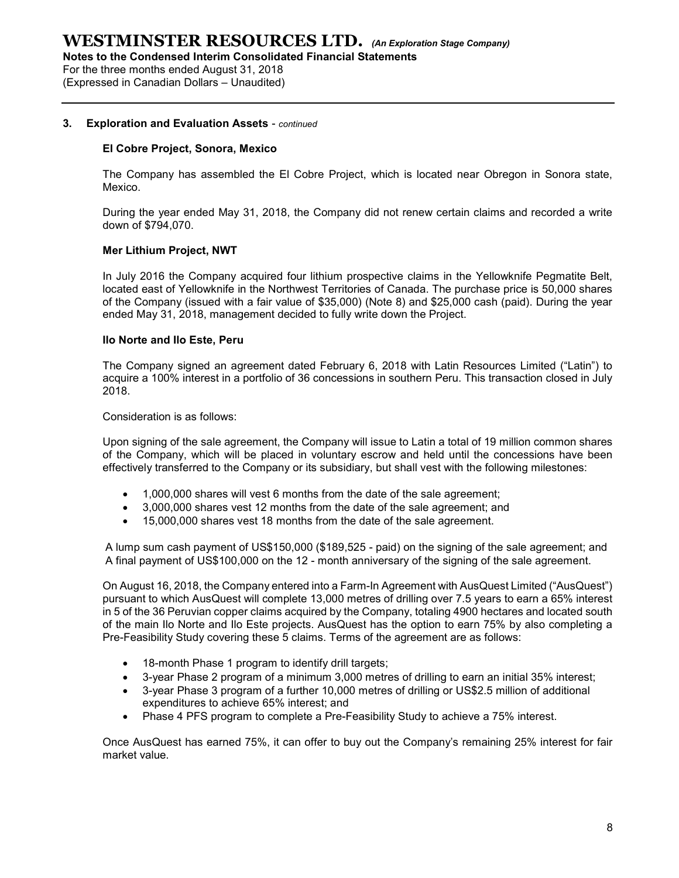## 3. Exploration and Evaluation Assets - *continued*

### El Cobre Project, Sonora, Mexico

The Company has assembled the El Cobre Project, which is located near Obregon in Sonora state, Mexico.

During the year ended May 31, 2018, the Company did not renew certain claims and recorded a write down of $794,070.

### Mer Lithium Project, NWT

In July 2016 the Company acquired four lithium prospective claims in the Yellowknife Pegmatite Belt, located east of Yellowknife in the Northwest Territories of Canada. The purchase price is 50,000 shares of the Company (issued with a fair value of $35,000) (Note 8) and $25,000 cash (paid). During the year ended May 31, 2018, management decided to fully write down the Project.

### Ilo Norte and Ilo Este, Peru

The Company signed an agreement dated February 6, 2018 with Latin Resources Limited ("Latin") to acquire a 100% interest in a portfolio of 36 concessions in southern Peru. This transaction closed in July 2018.

Consideration is as follows:

Upon signing of the sale agreement, the Company will issue to Latin a total of 19 million common shares of the Company, which will be placed in voluntary escrow and held until the concessions have been effectively transferred to the Company or its subsidiary, but shall vest with the following milestones:

- 1,000,000 shares will vest 6 months from the date of the sale agreement;
- 3,000,000 shares vest 12 months from the date of the sale agreement; and
- 15,000,000 shares vest 18 months from the date of the sale agreement.

A lump sum cash payment of US$150,000 ($189,525 - paid) on the signing of the sale agreement; and
A final payment of US$100,000 on the 12 - month anniversary of the signing of the sale agreement.

On August 16, 2018, the Company entered into a Farm-In Agreement with AusQuest Limited ("AusQuest") pursuant to which AusQuest will complete 13,000 metres of drilling over 7.5 years to earn a 65% interest in 5 of the 36 Peruvian copper claims acquired by the Company, totaling 4900 hectares and located south of the main Ilo Norte and Ilo Este projects. AusQuest has the option to earn 75% by also completing a Pre-Feasibility Study covering these 5 claims. Terms of the agreement are as follows:

- 18-month Phase 1 program to identify drill targets;
- 3-year Phase 2 program of a minimum 3,000 metres of drilling to earn an initial 35% interest;
- 3-year Phase 3 program of a further 10,000 metres of drilling or US$2.5 million of additional expenditures to achieve 65% interest; and
- Phase 4 PFS program to complete a Pre-Feasibility Study to achieve a 75% interest.

Once AusQuest has earned 75%, it can offer to buy out the Company's remaining 25% interest for fair market value.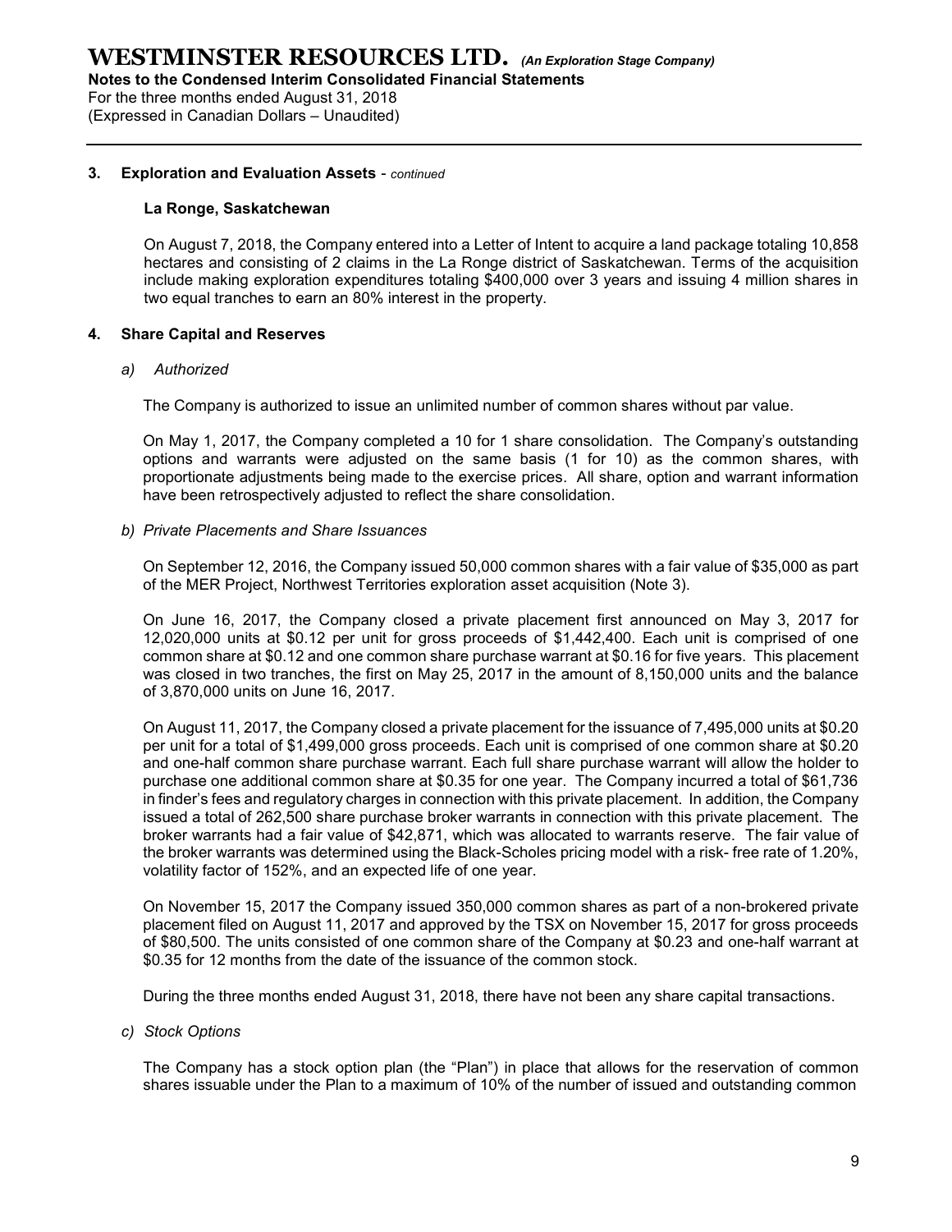### 3. Exploration and Evaluation Assets - *continued*

**La Ronge, Saskatchewan**

On August 7, 2018, the Company entered into a Letter of Intent to acquire a land package totaling 10,858 hectares and consisting of 2 claims in the La Ronge district of Saskatchewan. Terms of the acquisition include making exploration expenditures totaling $400,000 over 3 years and issuing 4 million shares in two equal tranches to earn an 80% interest in the property.

### 4. Share Capital and Reserves

*a) Authorized*

The Company is authorized to issue an unlimited number of common shares without par value.

On May 1, 2017, the Company completed a 10 for 1 share consolidation. The Company's outstanding options and warrants were adjusted on the same basis (1 for 10) as the common shares, with proportionate adjustments being made to the exercise prices. All share, option and warrant information have been retrospectively adjusted to reflect the share consolidation.

*b) Private Placements and Share Issuances*

On September 12, 2016, the Company issued 50,000 common shares with a fair value of $35,000 as part of the MER Project, Northwest Territories exploration asset acquisition (Note 3).

On June 16, 2017, the Company closed a private placement first announced on May 3, 2017 for 12,020,000 units at $0.12 per unit for gross proceeds of $1,442,400. Each unit is comprised of one common share at $0.12 and one common share purchase warrant at $0.16 for five years. This placement was closed in two tranches, the first on May 25, 2017 in the amount of 8,150,000 units and the balance of 3,870,000 units on June 16, 2017.

On August 11, 2017, the Company closed a private placement for the issuance of 7,495,000 units at $0.20 per unit for a total of $1,499,000 gross proceeds. Each unit is comprised of one common share at $0.20 and one-half common share purchase warrant. Each full share purchase warrant will allow the holder to purchase one additional common share at $0.35 for one year. The Company incurred a total of $61,736 in finder's fees and regulatory charges in connection with this private placement. In addition, the Company issued a total of 262,500 share purchase broker warrants in connection with this private placement. The broker warrants had a fair value of $42,871, which was allocated to warrants reserve. The fair value of the broker warrants was determined using the Black-Scholes pricing model with a risk- free rate of 1.20%, volatility factor of 152%, and an expected life of one year.

On November 15, 2017 the Company issued 350,000 common shares as part of a non-brokered private placement filed on August 11, 2017 and approved by the TSX on November 15, 2017 for gross proceeds of $80,500. The units consisted of one common share of the Company at $0.23 and one-half warrant at $0.35 for 12 months from the date of the issuance of the common stock.

During the three months ended August 31, 2018, there have not been any share capital transactions.

*c) Stock Options*

The Company has a stock option plan (the "Plan") in place that allows for the reservation of common shares issuable under the Plan to a maximum of 10% of the number of issued and outstanding common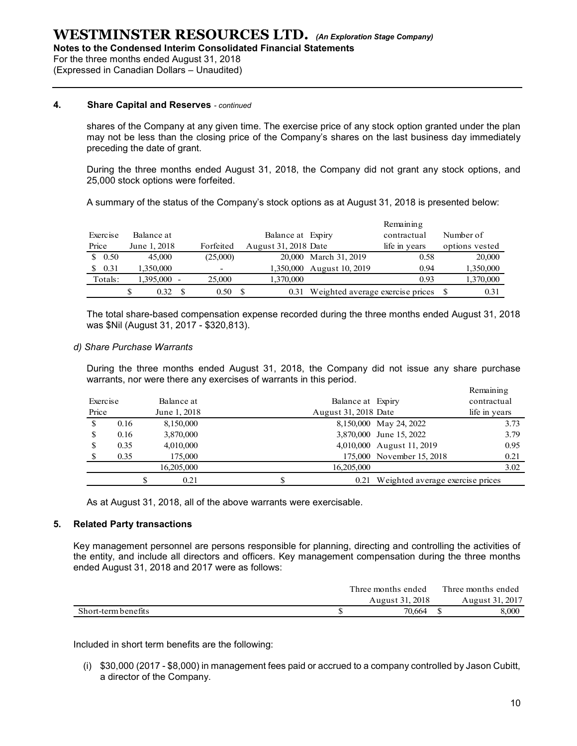### 4. Share Capital and Reserves - *continued*

shares of the Company at any given time. The exercise price of any stock option granted under the plan may not be less than the closing price of the Company's shares on the last business day immediately preceding the date of grant.

During the three months ended August 31, 2018, the Company did not grant any stock options, and 25,000 stock options were forfeited.

A summary of the status of the Company's stock options as at August 31, 2018 is presented below:

| Exercise Price | Balance at June 1, 2018 | Forfeited | Balance at August 31, 2018 | Expiry Date | Remaining contractual life in years | Number of options vested |
|---|---|---|---|---|---|---|
| $ 0.50 | 45,000 | (25,000) | 20,000 | March 31, 2019 | 0.58 | 20,000 |
| $ 0.31 | 1,350,000 | - | 1,350,000 | August 10, 2019 | 0.94 | 1,350,000 |
| Totals: | 1,395,000 - | 25,000 | 1,370,000 | | 0.93 | 1,370,000 |
| | $ 0.32 | $ 0.50 | $ 0.31 | Weighted average exercise prices | | $ 0.31 |

The total share-based compensation expense recorded during the three months ended August 31, 2018 was $Nil (August 31, 2017 - $320,813).

*d) Share Purchase Warrants*

During the three months ended August 31, 2018, the Company did not issue any share purchase warrants, nor were there any exercises of warrants in this period.

| Exercise Price | Balance at June 1, 2018 | Balance at August 31, 2018 | Expiry Date | Remaining contractual life in years |
|---|---|---|---|---|
| $ 0.16 | 8,150,000 | 8,150,000 | May 24, 2022 | 3.73 |
| $ 0.16 | 3,870,000 | 3,870,000 | June 15, 2022 | 3.79 |
| $ 0.35 | 4,010,000 | 4,010,000 | August 11, 2019 | 0.95 |
| $ 0.35 | 175,000 | 175,000 | November 15, 2018 | 0.21 |
| | 16,205,000 | 16,205,000 | | 3.02 |
| | $ 0.21 | $ 0.21 | Weighted average exercise prices | |

As at August 31, 2018, all of the above warrants were exercisable.

### 5. Related Party transactions

Key management personnel are persons responsible for planning, directing and controlling the activities of the entity, and include all directors and officers. Key management compensation during the three months ended August 31, 2018 and 2017 were as follows:

| | Three months ended August 31, 2018 | Three months ended August 31, 2017 |
|---|---|---|
| Short-term benefits | $ 70,664 | $ 8,000 |

Included in short term benefits are the following:

(i) $30,000 (2017 - $8,000) in management fees paid or accrued to a company controlled by Jason Cubitt, a director of the Company.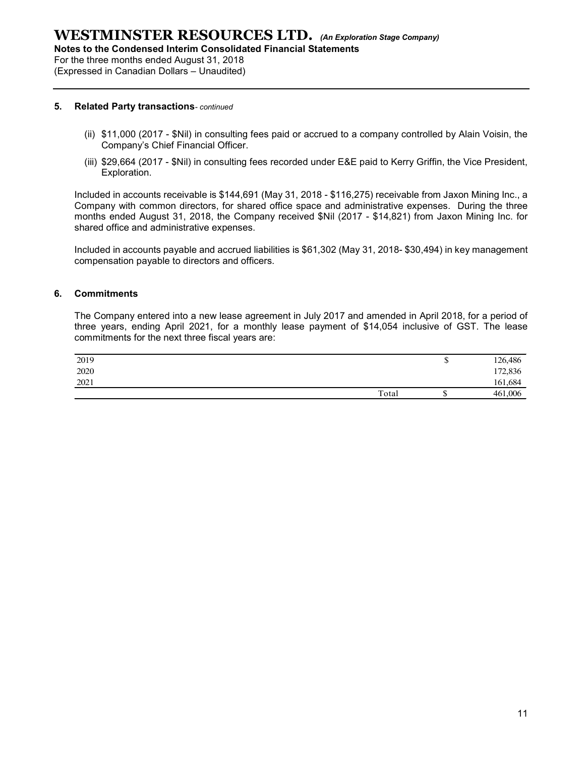### 5. Related Party transactions- *continued*

(ii) $11,000 (2017 - $Nil) in consulting fees paid or accrued to a company controlled by Alain Voisin, the Company's Chief Financial Officer.

(iii) $29,664 (2017 - $Nil) in consulting fees recorded under E&E paid to Kerry Griffin, the Vice President, Exploration.

Included in accounts receivable is $144,691 (May 31, 2018 - $116,275) receivable from Jaxon Mining Inc., a Company with common directors, for shared office space and administrative expenses. During the three months ended August 31, 2018, the Company received $Nil (2017 - $14,821) from Jaxon Mining Inc. for shared office and administrative expenses.

Included in accounts payable and accrued liabilities is $61,302 (May 31, 2018- $30,494) in key management compensation payable to directors and officers.

### 6. Commitments

The Company entered into a new lease agreement in July 2017 and amended in April 2018, for a period of three years, ending April 2021, for a monthly lease payment of $14,054 inclusive of GST. The lease commitments for the next three fiscal years are:

| | | | |
|---|---|---|---|
| 2019 | | $ | 126,486 |
| 2020 | | | 172,836 |
| 2021 | | | 161,684 |
| | Total | $ | 461,006 |